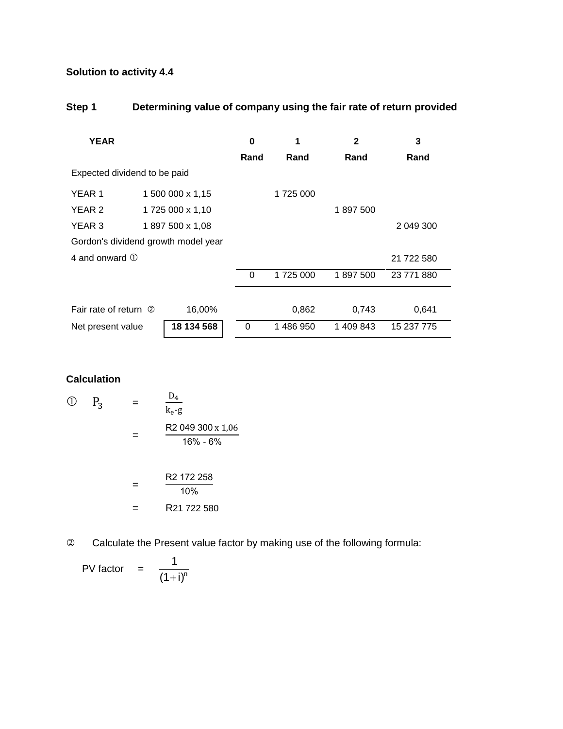**Solution to activity 4.4**

**Step 1 Determining value of company using the fair rate of return provided**

| YEAR | | | 0 | 1 | 2 | 3 |
|---|---|---|---|---|---|---|
| | | | Rand | Rand | Rand | Rand |
| Expected dividend to be paid | | | | | | |
| YEAR 1 | 1 500 000 x 1,15 | | | 1 725 000 | | |
| YEAR 2 | 1 725 000 x 1,10 | | | | 1 897 500 | |
| YEAR 3 | 1 897 500 x 1,08 | | | | | 2 049 300 |
| Gordon's dividend growth model year 4 and onward ① | | | | | | 21 722 580 |
| | | | 0 | 1 725 000 | 1 897 500 | 23 771 880 |
| Fair rate of return ② | | 16,00% | | 0,862 | 0,743 | 0,641 |
| Net present value | | **18 134 568** | 0 | 1 486 950 | 1 409 843 | 15 237 775 |

**Calculation**

① $P_3 = \dfrac{D_4}{k_e - g}$

$= \dfrac{R2\ 049\ 300 \times 1{,}06}{16\% - 6\%}$

$= \dfrac{R2\ 172\ 258}{10\%}$

$= R21\ 722\ 580$

② Calculate the Present value factor by making use of the following formula:

$$\text{PV factor} = \frac{1}{(1+i)^n}$$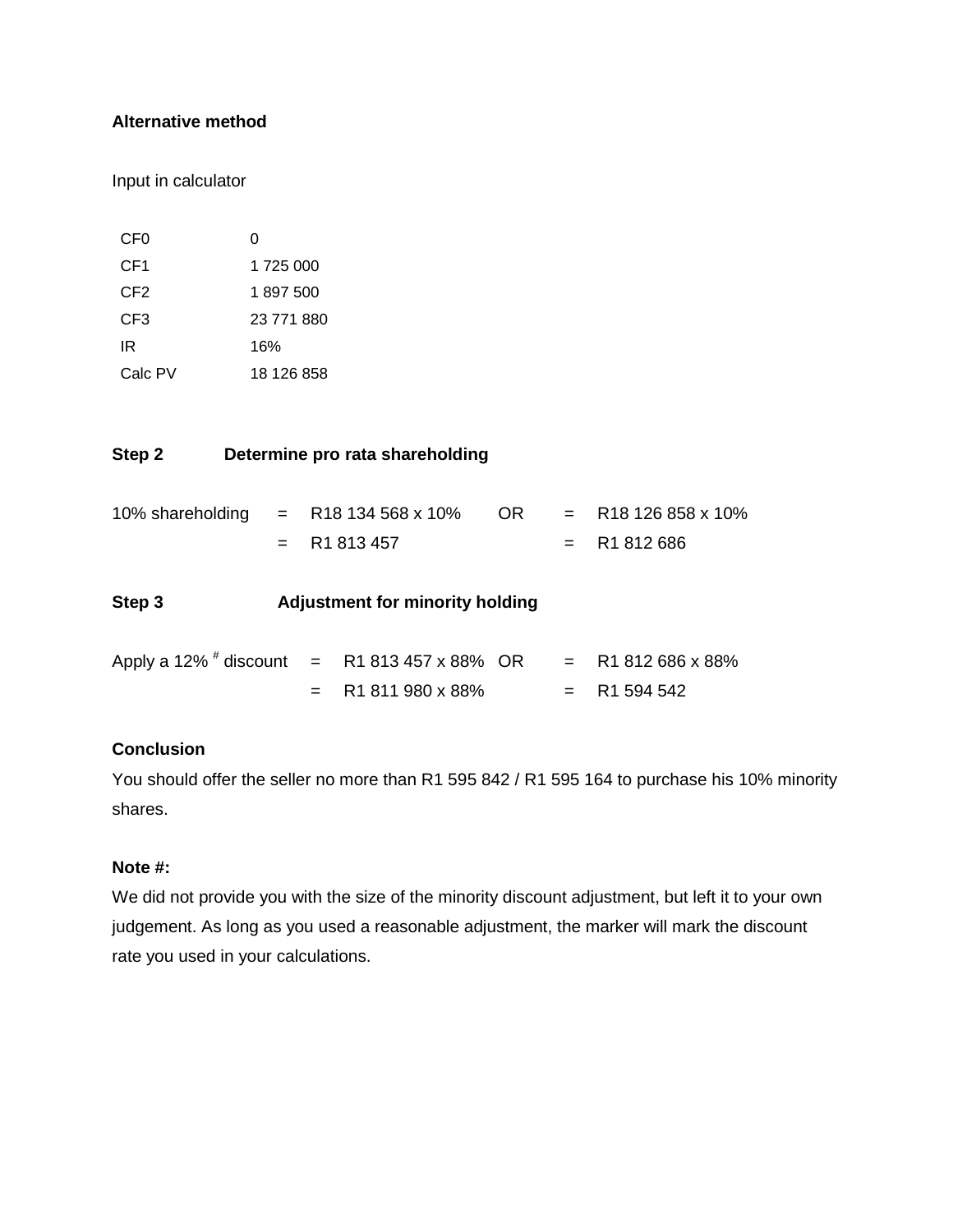**Alternative method**

Input in calculator

| | |
|---|---|
| CF0 | 0 |
| CF1 | 1 725 000 |
| CF2 | 1 897 500 |
| CF3 | 23 771 880 |
| IR | 16% |
| Calc PV | 18 126 858 |

**Step 2 Determine pro rata shareholding**

| | | | | | |
|---|---|---|---|---|---|
| 10% shareholding | = | R18 134 568 x 10% | OR | = | R18 126 858 x 10% |
| | = | R1 813 457 | | = | R1 812 686 |

**Step 3 Adjustment for minority holding**

| | | | | | |
|---|---|---|---|---|---|
| Apply a 12% # discount | = | R1 813 457 x 88% | OR | = | R1 812 686 x 88% |
| | = | R1 811 980 x 88% | | = | R1 594 542 |

**Conclusion**

You should offer the seller no more than R1 595 842 / R1 595 164 to purchase his 10% minority shares.

**Note #:**

We did not provide you with the size of the minority discount adjustment, but left it to your own judgement. As long as you used a reasonable adjustment, the marker will mark the discount rate you used in your calculations.